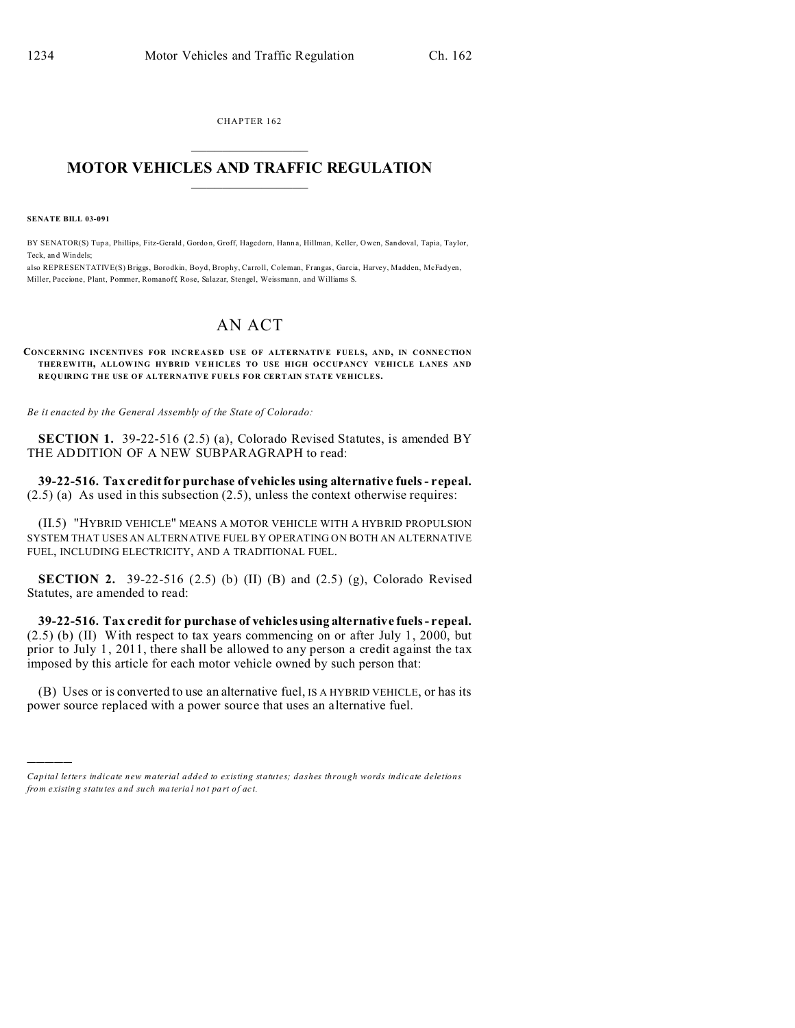CHAPTER 162

# MOTOR VEHICLES AND TRAFFIC REGULATION

**SENATE BILL 03-091**

BY SENATOR(S) Tupa, Phillips, Fitz-Gerald, Gordon, Groff, Hagedorn, Hanna, Hillman, Keller, Owen, Sandoval, Tapia, Taylor, Teck, and Windels;
also REPRESENTATIVE(S) Briggs, Borodkin, Boyd, Brophy, Carroll, Coleman, Frangas, Garcia, Harvey, Madden, McFadyen, Miller, Paccione, Plant, Pommer, Romanoff, Rose, Salazar, Stengel, Weissmann, and Williams S.

## AN ACT

**CONCERNING INCENTIVES FOR INCREASED USE OF ALTERNATIVE FUELS, AND, IN CONNECTION THEREWITH, ALLOWING HYBRID VEHICLES TO USE HIGH OCCUPANCY VEHICLE LANES AND REQUIRING THE USE OF ALTERNATIVE FUELS FOR CERTAIN STATE VEHICLES.**

*Be it enacted by the General Assembly of the State of Colorado:*

**SECTION 1.** 39-22-516 (2.5) (a), Colorado Revised Statutes, is amended BY THE ADDITION OF A NEW SUBPARAGRAPH to read:

**39-22-516. Tax credit for purchase of vehicles using alternative fuels - repeal.** (2.5) (a) As used in this subsection (2.5), unless the context otherwise requires:

(II.5) "HYBRID VEHICLE" MEANS A MOTOR VEHICLE WITH A HYBRID PROPULSION SYSTEM THAT USES AN ALTERNATIVE FUEL BY OPERATING ON BOTH AN ALTERNATIVE FUEL, INCLUDING ELECTRICITY, AND A TRADITIONAL FUEL.

**SECTION 2.** 39-22-516 (2.5) (b) (II) (B) and (2.5) (g), Colorado Revised Statutes, are amended to read:

**39-22-516. Tax credit for purchase of vehicles using alternative fuels - repeal.** (2.5) (b) (II) With respect to tax years commencing on or after July 1, 2000, but prior to July 1, 2011, there shall be allowed to any person a credit against the tax imposed by this article for each motor vehicle owned by such person that:

(B) Uses or is converted to use an alternative fuel, IS A HYBRID VEHICLE, or has its power source replaced with a power source that uses an alternative fuel.

---

*Capital letters indicate new material added to existing statutes; dashes through words indicate deletions from existing statutes and such material not part of act.*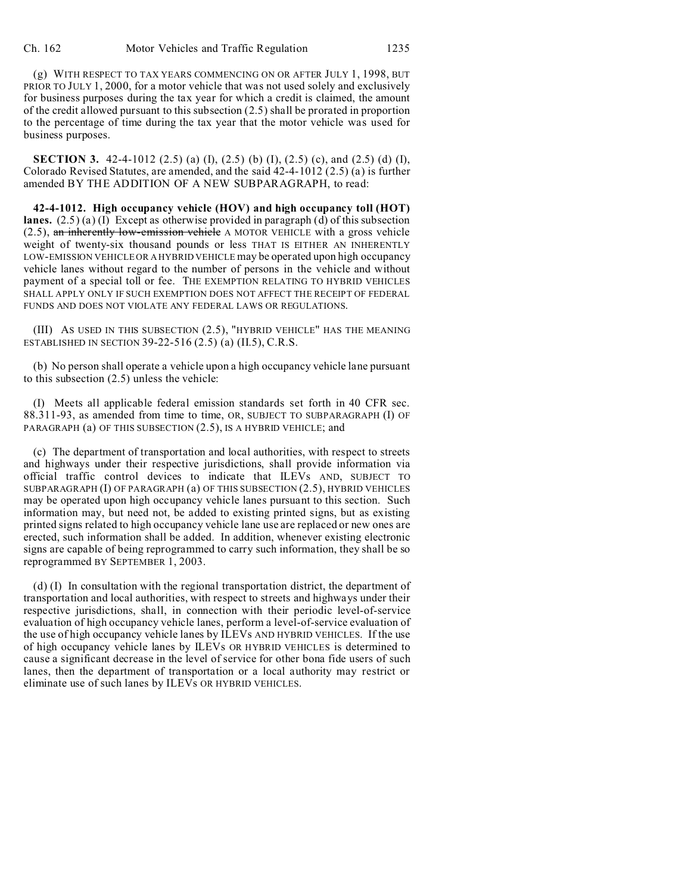(g) WITH RESPECT TO TAX YEARS COMMENCING ON OR AFTER JULY 1, 1998, BUT PRIOR TO JULY 1, 2000, for a motor vehicle that was not used solely and exclusively for business purposes during the tax year for which a credit is claimed, the amount of the credit allowed pursuant to this subsection (2.5) shall be prorated in proportion to the percentage of time during the tax year that the motor vehicle was used for business purposes.

**SECTION 3.** 42-4-1012 (2.5) (a) (I), (2.5) (b) (I), (2.5) (c), and (2.5) (d) (I), Colorado Revised Statutes, are amended, and the said 42-4-1012 (2.5) (a) is further amended BY THE ADDITION OF A NEW SUBPARAGRAPH, to read:

**42-4-1012. High occupancy vehicle (HOV) and high occupancy toll (HOT) lanes.** (2.5) (a) (I) Except as otherwise provided in paragraph (d) of this subsection (2.5), ~~an inherently low-emission vehicle~~ A MOTOR VEHICLE with a gross vehicle weight of twenty-six thousand pounds or less THAT IS EITHER AN INHERENTLY LOW-EMISSION VEHICLE OR A HYBRID VEHICLE may be operated upon high occupancy vehicle lanes without regard to the number of persons in the vehicle and without payment of a special toll or fee. THE EXEMPTION RELATING TO HYBRID VEHICLES SHALL APPLY ONLY IF SUCH EXEMPTION DOES NOT AFFECT THE RECEIPT OF FEDERAL FUNDS AND DOES NOT VIOLATE ANY FEDERAL LAWS OR REGULATIONS.

(III) AS USED IN THIS SUBSECTION (2.5), "HYBRID VEHICLE" HAS THE MEANING ESTABLISHED IN SECTION 39-22-516 (2.5) (a) (II.5), C.R.S.

(b) No person shall operate a vehicle upon a high occupancy vehicle lane pursuant to this subsection (2.5) unless the vehicle:

(I) Meets all applicable federal emission standards set forth in 40 CFR sec. 88.311-93, as amended from time to time, OR, SUBJECT TO SUBPARAGRAPH (I) OF PARAGRAPH (a) OF THIS SUBSECTION (2.5), IS A HYBRID VEHICLE; and

(c) The department of transportation and local authorities, with respect to streets and highways under their respective jurisdictions, shall provide information via official traffic control devices to indicate that ILEVs AND, SUBJECT TO SUBPARAGRAPH (I) OF PARAGRAPH (a) OF THIS SUBSECTION (2.5), HYBRID VEHICLES may be operated upon high occupancy vehicle lanes pursuant to this section. Such information may, but need not, be added to existing printed signs, but as existing printed signs related to high occupancy vehicle lane use are replaced or new ones are erected, such information shall be added. In addition, whenever existing electronic signs are capable of being reprogrammed to carry such information, they shall be so reprogrammed BY SEPTEMBER 1, 2003.

(d) (I) In consultation with the regional transportation district, the department of transportation and local authorities, with respect to streets and highways under their respective jurisdictions, shall, in connection with their periodic level-of-service evaluation of high occupancy vehicle lanes, perform a level-of-service evaluation of the use of high occupancy vehicle lanes by ILEVs AND HYBRID VEHICLES. If the use of high occupancy vehicle lanes by ILEVs OR HYBRID VEHICLES is determined to cause a significant decrease in the level of service for other bona fide users of such lanes, then the department of transportation or a local authority may restrict or eliminate use of such lanes by ILEVs OR HYBRID VEHICLES.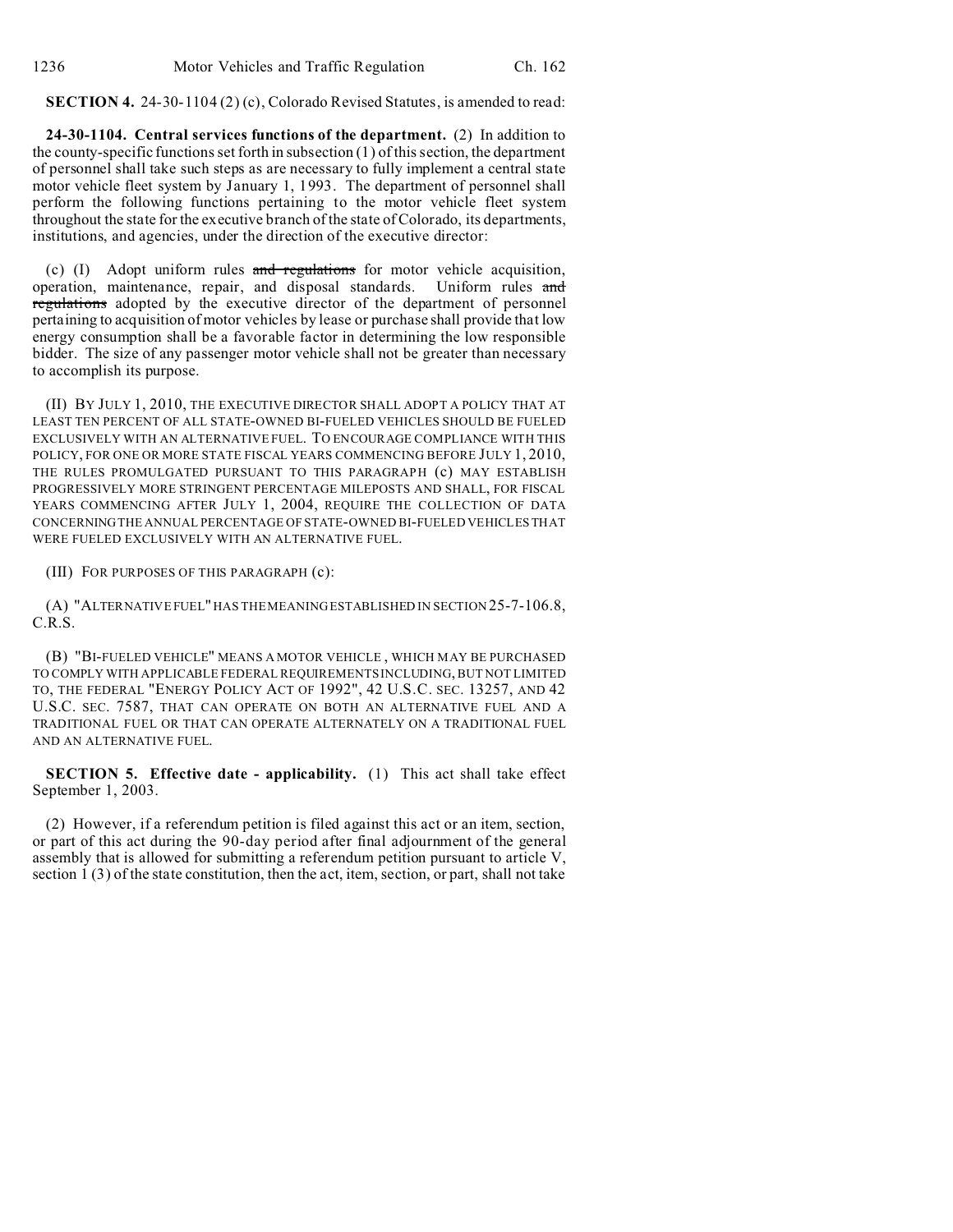**SECTION 4.** 24-30-1104 (2) (c), Colorado Revised Statutes, is amended to read:

**24-30-1104. Central services functions of the department.** (2) In addition to the county-specific functions set forth in subsection (1) of this section, the department of personnel shall take such steps as are necessary to fully implement a central state motor vehicle fleet system by January 1, 1993. The department of personnel shall perform the following functions pertaining to the motor vehicle fleet system throughout the state for the executive branch of the state of Colorado, its departments, institutions, and agencies, under the direction of the executive director:

(c) (I) Adopt uniform rules ~~and regulations~~ for motor vehicle acquisition, operation, maintenance, repair, and disposal standards. Uniform rules ~~and regulations~~ adopted by the executive director of the department of personnel pertaining to acquisition of motor vehicles by lease or purchase shall provide that low energy consumption shall be a favorable factor in determining the low responsible bidder. The size of any passenger motor vehicle shall not be greater than necessary to accomplish its purpose.

(II) BY JULY 1, 2010, THE EXECUTIVE DIRECTOR SHALL ADOPT A POLICY THAT AT LEAST TEN PERCENT OF ALL STATE-OWNED BI-FUELED VEHICLES SHOULD BE FUELED EXCLUSIVELY WITH AN ALTERNATIVE FUEL. TO ENCOURAGE COMPLIANCE WITH THIS POLICY, FOR ONE OR MORE STATE FISCAL YEARS COMMENCING BEFORE JULY 1, 2010, THE RULES PROMULGATED PURSUANT TO THIS PARAGRAPH (c) MAY ESTABLISH PROGRESSIVELY MORE STRINGENT PERCENTAGE MILEPOSTS AND SHALL, FOR FISCAL YEARS COMMENCING AFTER JULY 1, 2004, REQUIRE THE COLLECTION OF DATA CONCERNING THE ANNUAL PERCENTAGE OF STATE-OWNED BI-FUELED VEHICLES THAT WERE FUELED EXCLUSIVELY WITH AN ALTERNATIVE FUEL.

(III) FOR PURPOSES OF THIS PARAGRAPH (c):

(A) "ALTERNATIVE FUEL" HAS THE MEANING ESTABLISHED IN SECTION 25-7-106.8, C.R.S.

(B) "BI-FUELED VEHICLE" MEANS A MOTOR VEHICLE , WHICH MAY BE PURCHASED TO COMPLY WITH APPLICABLE FEDERAL REQUIREMENTS INCLUDING, BUT NOT LIMITED TO, THE FEDERAL "ENERGY POLICY ACT OF 1992", 42 U.S.C. SEC. 13257, AND 42 U.S.C. SEC. 7587, THAT CAN OPERATE ON BOTH AN ALTERNATIVE FUEL AND A TRADITIONAL FUEL OR THAT CAN OPERATE ALTERNATELY ON A TRADITIONAL FUEL AND AN ALTERNATIVE FUEL.

**SECTION 5. Effective date - applicability.** (1) This act shall take effect September 1, 2003.

(2) However, if a referendum petition is filed against this act or an item, section, or part of this act during the 90-day period after final adjournment of the general assembly that is allowed for submitting a referendum petition pursuant to article V, section 1 (3) of the state constitution, then the act, item, section, or part, shall not take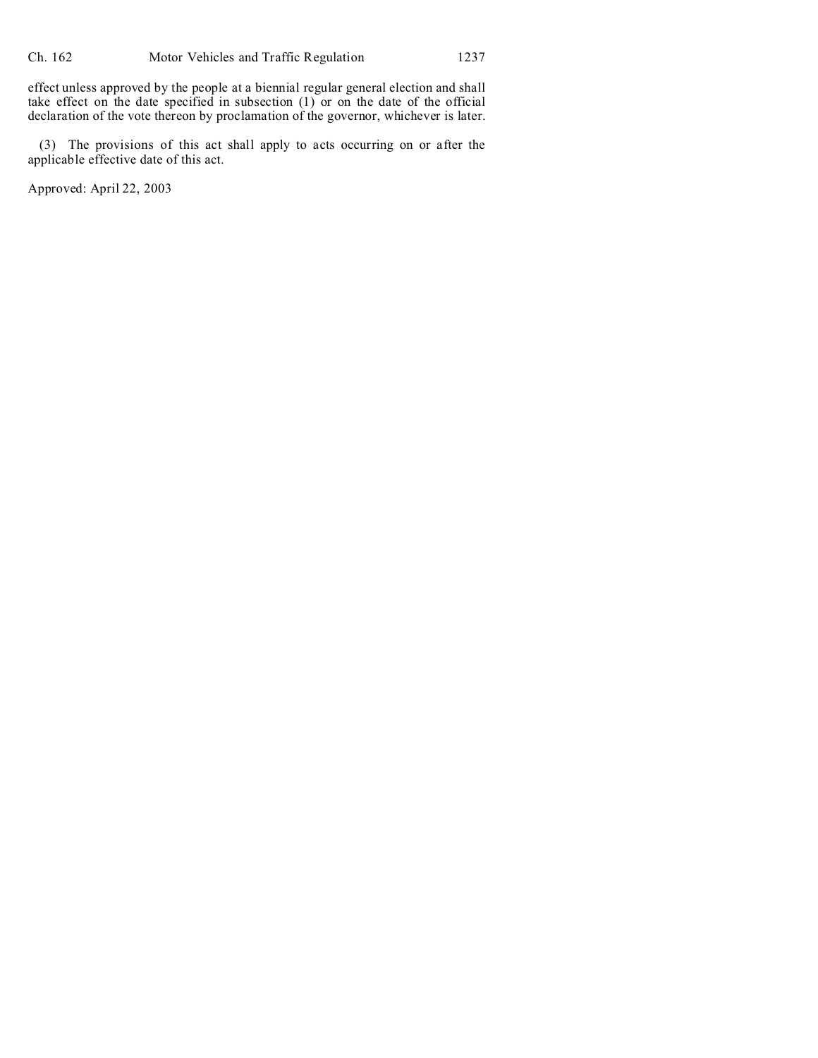effect unless approved by the people at a biennial regular general election and shall take effect on the date specified in subsection (1) or on the date of the official declaration of the vote thereon by proclamation of the governor, whichever is later.

(3) The provisions of this act shall apply to acts occurring on or after the applicable effective date of this act.

Approved: April 22, 2003